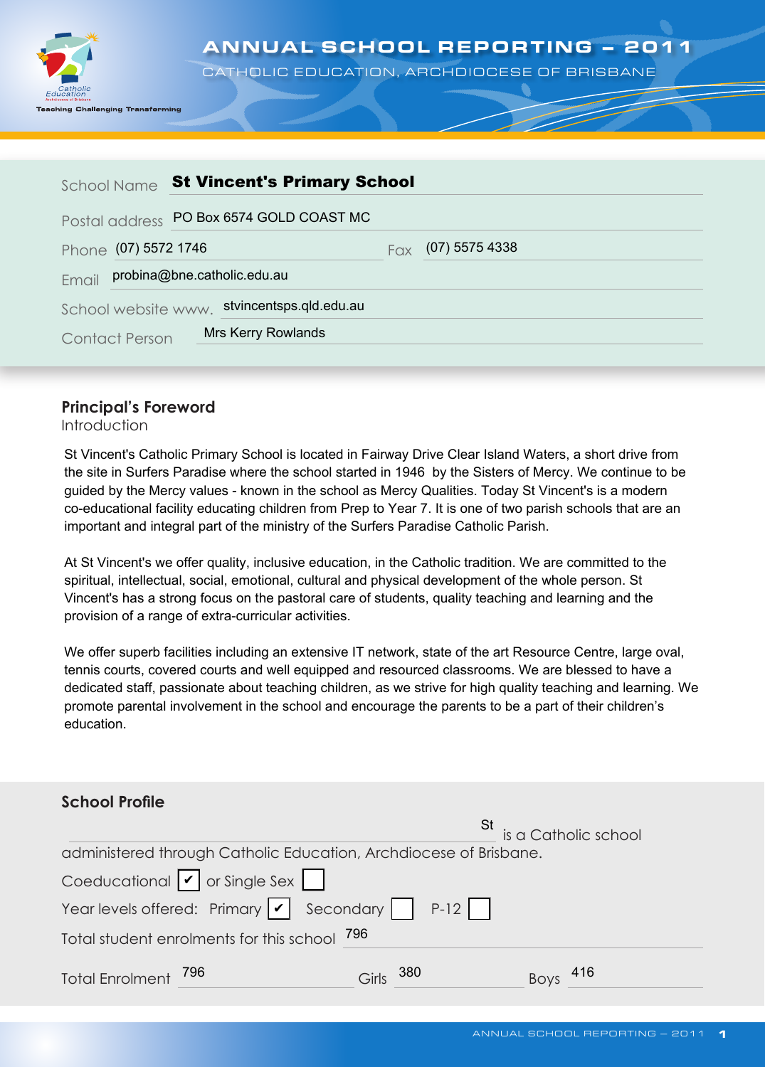# ANNUAL SCHOOL REPORTING – 2011

CATHOLIC EDUCATION, ARCHDIOCESE OF BRISBANE

| | |
|---|---|
| School Name | **St Vincent's Primary School** |
| Postal address | PO Box 6574 GOLD COAST MC |
| Phone | (07) 5572 1746 |
| Fax | (07) 5575 4338 |
| Email | probina@bne.catholic.edu.au |
| School website www. | stvincentsps.qld.edu.au |
| Contact Person | Mrs Kerry Rowlands |

## Principal's Foreword

Introduction

St Vincent's Catholic Primary School is located in Fairway Drive Clear Island Waters, a short drive from the site in Surfers Paradise where the school started in 1946 by the Sisters of Mercy. We continue to be guided by the Mercy values - known in the school as Mercy Qualities. Today St Vincent's is a modern co-educational facility educating children from Prep to Year 7. It is one of two parish schools that are an important and integral part of the ministry of the Surfers Paradise Catholic Parish.

At St Vincent's we offer quality, inclusive education, in the Catholic tradition. We are committed to the spiritual, intellectual, social, emotional, cultural and physical development of the whole person. St Vincent's has a strong focus on the pastoral care of students, quality teaching and learning and the provision of a range of extra-curricular activities.

We offer superb facilities including an extensive IT network, state of the art Resource Centre, large oval, tennis courts, covered courts and well equipped and resourced classrooms. We are blessed to have a dedicated staff, passionate about teaching children, as we strive for high quality teaching and learning. We promote parental involvement in the school and encourage the parents to be a part of their children's education.

## School Profile

St is a Catholic school administered through Catholic Education, Archdiocese of Brisbane.

Coeducational ☑ or Single Sex ☐

Year levels offered: Primary ☑ Secondary ☐ P-12 ☐

Total student enrolments for this school 796

Total Enrolment 796 Girls 380 Boys 416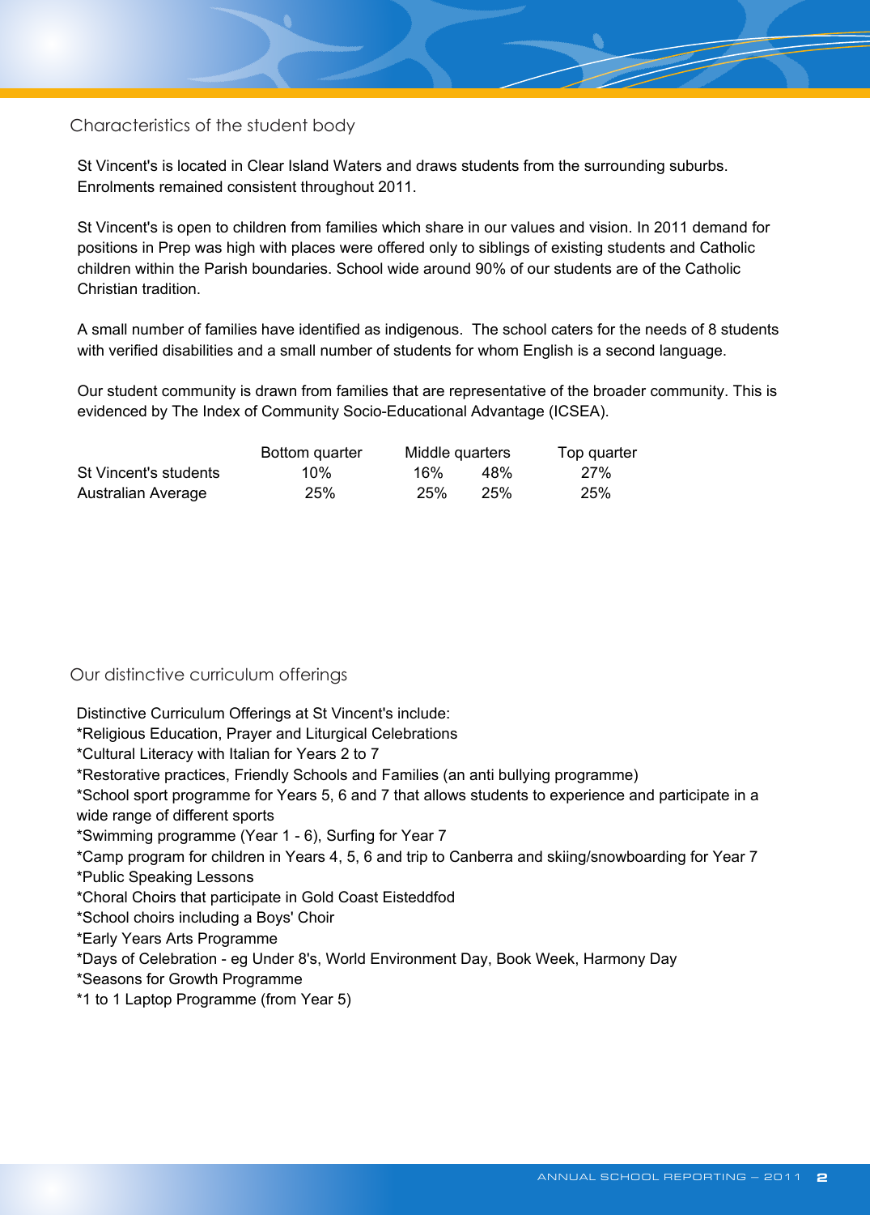## Characteristics of the student body

St Vincent's is located in Clear Island Waters and draws students from the surrounding suburbs. Enrolments remained consistent throughout 2011.

St Vincent's is open to children from families which share in our values and vision. In 2011 demand for positions in Prep was high with places were offered only to siblings of existing students and Catholic children within the Parish boundaries. School wide around 90% of our students are of the Catholic Christian tradition.

A small number of families have identified as indigenous. The school caters for the needs of 8 students with verified disabilities and a small number of students for whom English is a second language.

Our student community is drawn from families that are representative of the broader community. This is evidenced by The Index of Community Socio-Educational Advantage (ICSEA).

| | Bottom quarter | Middle quarters | | Top quarter |
|---|---|---|---|---|
| St Vincent's students | 10% | 16% | 48% | 27% |
| Australian Average | 25% | 25% | 25% | 25% |

## Our distinctive curriculum offerings

Distinctive Curriculum Offerings at St Vincent's include:
*Religious Education, Prayer and Liturgical Celebrations
*Cultural Literacy with Italian for Years 2 to 7
*Restorative practices, Friendly Schools and Families (an anti bullying programme)
*School sport programme for Years 5, 6 and 7 that allows students to experience and participate in a wide range of different sports
*Swimming programme (Year 1 - 6), Surfing for Year 7
*Camp program for children in Years 4, 5, 6 and trip to Canberra and skiing/snowboarding for Year 7
*Public Speaking Lessons
*Choral Choirs that participate in Gold Coast Eisteddfod
*School choirs including a Boys' Choir
*Early Years Arts Programme
*Days of Celebration - eg Under 8's, World Environment Day, Book Week, Harmony Day
*Seasons for Growth Programme
*1 to 1 Laptop Programme (from Year 5)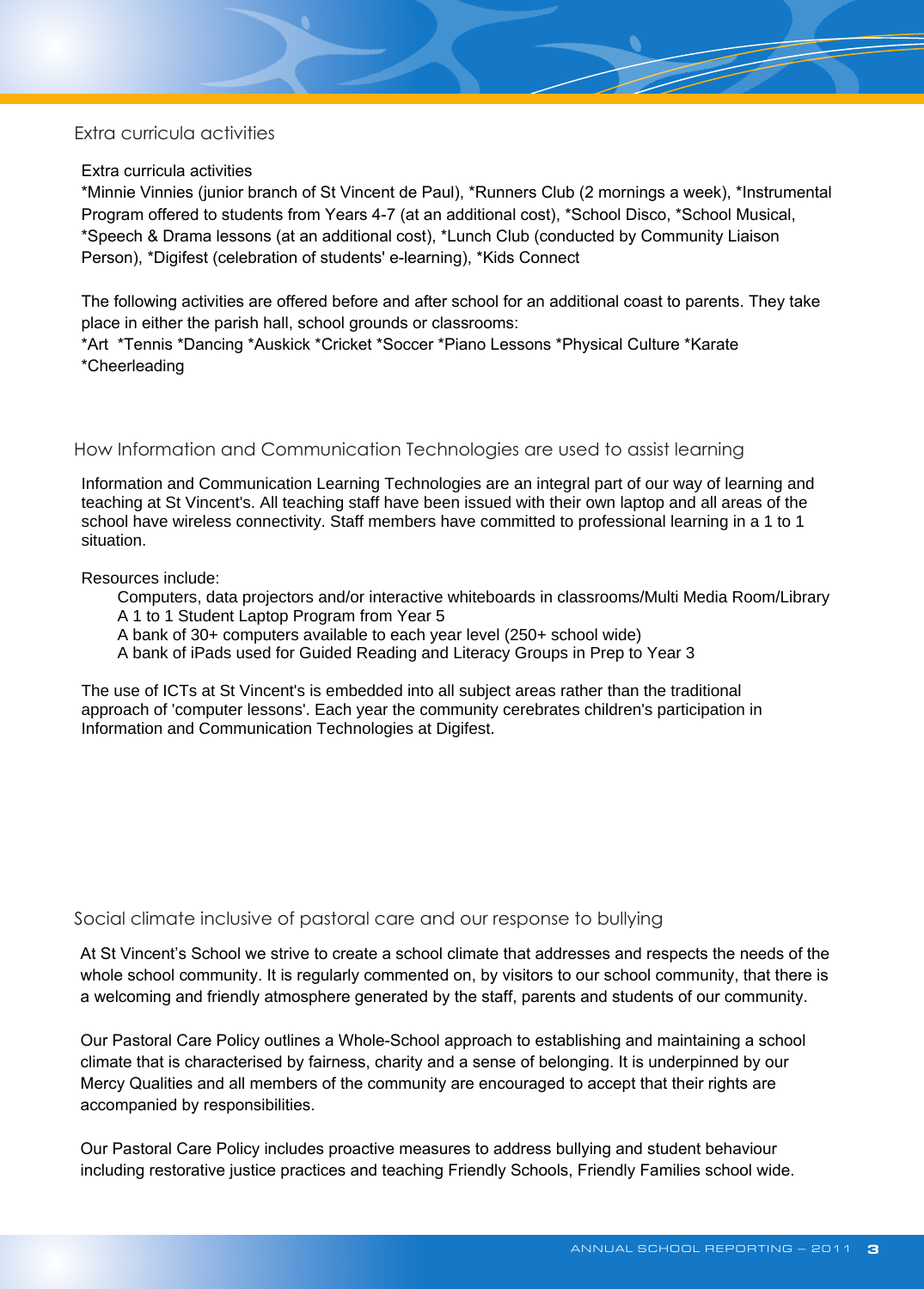## Extra curricula activities

Extra curricula activities
*Minnie Vinnies (junior branch of St Vincent de Paul), *Runners Club (2 mornings a week), *Instrumental Program offered to students from Years 4-7 (at an additional cost), *School Disco, *School Musical, *Speech & Drama lessons (at an additional cost), *Lunch Club (conducted by Community Liaison Person), *Digifest (celebration of students' e-learning), *Kids Connect

The following activities are offered before and after school for an additional coast to parents. They take place in either the parish hall, school grounds or classrooms:
*Art *Tennis *Dancing *Auskick *Cricket *Soccer *Piano Lessons *Physical Culture *Karate *Cheerleading

## How Information and Communication Technologies are used to assist learning

Information and Communication Learning Technologies are an integral part of our way of learning and teaching at St Vincent's. All teaching staff have been issued with their own laptop and all areas of the school have wireless connectivity. Staff members have committed to professional learning in a 1 to 1 situation.

Resources include:

- Computers, data projectors and/or interactive whiteboards in classrooms/Multi Media Room/Library
- A 1 to 1 Student Laptop Program from Year 5
- A bank of 30+ computers available to each year level (250+ school wide)
- A bank of iPads used for Guided Reading and Literacy Groups in Prep to Year 3

The use of ICTs at St Vincent's is embedded into all subject areas rather than the traditional approach of 'computer lessons'. Each year the community cerebrates children's participation in Information and Communication Technologies at Digifest.

## Social climate inclusive of pastoral care and our response to bullying

At St Vincent's School we strive to create a school climate that addresses and respects the needs of the whole school community. It is regularly commented on, by visitors to our school community, that there is a welcoming and friendly atmosphere generated by the staff, parents and students of our community.

Our Pastoral Care Policy outlines a Whole-School approach to establishing and maintaining a school climate that is characterised by fairness, charity and a sense of belonging. It is underpinned by our Mercy Qualities and all members of the community are encouraged to accept that their rights are accompanied by responsibilities.

Our Pastoral Care Policy includes proactive measures to address bullying and student behaviour including restorative justice practices and teaching Friendly Schools, Friendly Families school wide.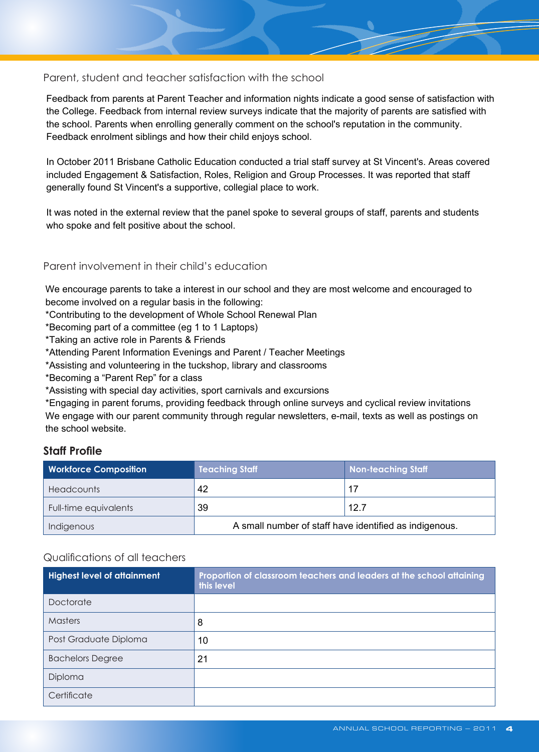## Parent, student and teacher satisfaction with the school

Feedback from parents at Parent Teacher and information nights indicate a good sense of satisfaction with the College. Feedback from internal review surveys indicate that the majority of parents are satisfied with the school. Parents when enrolling generally comment on the school's reputation in the community. Feedback enrolment siblings and how their child enjoys school.

In October 2011 Brisbane Catholic Education conducted a trial staff survey at St Vincent's. Areas covered included Engagement & Satisfaction, Roles, Religion and Group Processes. It was reported that staff generally found St Vincent's a supportive, collegial place to work.

It was noted in the external review that the panel spoke to several groups of staff, parents and students who spoke and felt positive about the school.

## Parent involvement in their child's education

We encourage parents to take a interest in our school and they are most welcome and encouraged to become involved on a regular basis in the following:
*Contributing to the development of Whole School Renewal Plan
*Becoming part of a committee (eg 1 to 1 Laptops)
*Taking an active role in Parents & Friends
*Attending Parent Information Evenings and Parent / Teacher Meetings
*Assisting and volunteering in the tuckshop, library and classrooms
*Becoming a "Parent Rep" for a class
*Assisting with special day activities, sport carnivals and excursions
*Engaging in parent forums, providing feedback through online surveys and cyclical review invitations
We engage with our parent community through regular newsletters, e-mail, texts as well as postings on the school website.

## Staff Profile

| Workforce Composition | Teaching Staff | Non-teaching Staff |
|---|---|---|
| Headcounts | 42 | 17 |
| Full-time equivalents | 39 | 12.7 |
| Indigenous | A small number of staff have identified as indigenous. | |

## Qualifications of all teachers

| Highest level of attainment | Proportion of classroom teachers and leaders at the school attaining this level |
|---|---|
| Doctorate | |
| Masters | 8 |
| Post Graduate Diploma | 10 |
| Bachelors Degree | 21 |
| Diploma | |
| Certificate | |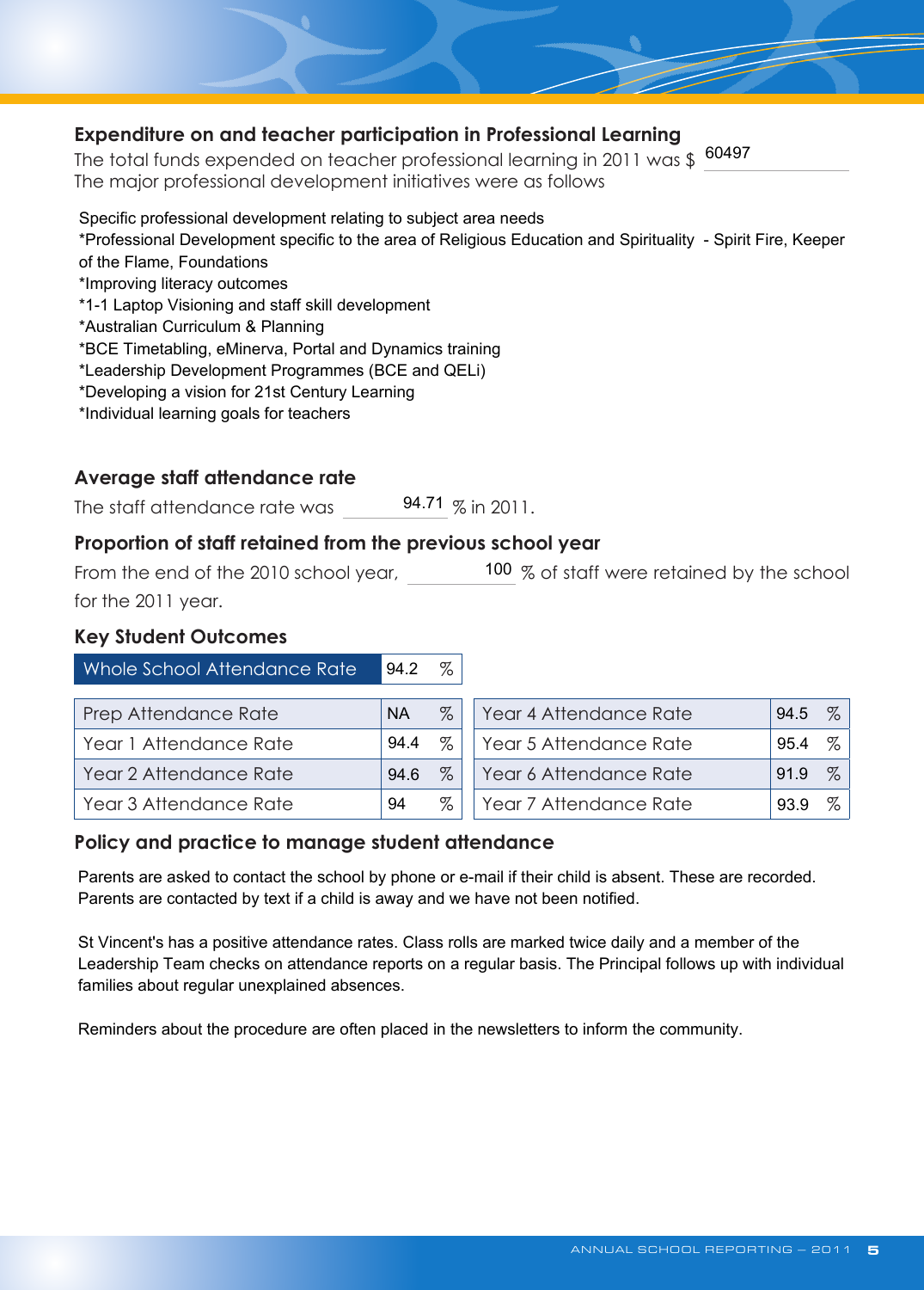## Expenditure on and teacher participation in Professional Learning

The total funds expended on teacher professional learning in 2011 was $ 60497

The major professional development initiatives were as follows

Specific professional development relating to subject area needs
*Professional Development specific to the area of Religious Education and Spirituality - Spirit Fire, Keeper of the Flame, Foundations
*Improving literacy outcomes
*1-1 Laptop Visioning and staff skill development
*Australian Curriculum & Planning
*BCE Timetabling, eMinerva, Portal and Dynamics training
*Leadership Development Programmes (BCE and QELi)
*Developing a vision for 21st Century Learning
*Individual learning goals for teachers

## Average staff attendance rate

The staff attendance rate was 94.71 % in 2011.

## Proportion of staff retained from the previous school year

From the end of the 2010 school year, 100 % of staff were retained by the school for the 2011 year.

## Key Student Outcomes

| Whole School Attendance Rate | 94.2 | % |
|---|---|---|

| Attendance | Rate | % | Attendance | Rate | % |
|---|---|---|---|---|---|
| Prep Attendance Rate | NA | % | Year 4 Attendance Rate | 94.5 | % |
| Year 1 Attendance Rate | 94.4 | % | Year 5 Attendance Rate | 95.4 | % |
| Year 2 Attendance Rate | 94.6 | % | Year 6 Attendance Rate | 91.9 | % |
| Year 3 Attendance Rate | 94 | % | Year 7 Attendance Rate | 93.9 | % |

## Policy and practice to manage student attendance

Parents are asked to contact the school by phone or e-mail if their child is absent. These are recorded. Parents are contacted by text if a child is away and we have not been notified.

St Vincent's has a positive attendance rates. Class rolls are marked twice daily and a member of the Leadership Team checks on attendance reports on a regular basis. The Principal follows up with individual families about regular unexplained absences.

Reminders about the procedure are often placed in the newsletters to inform the community.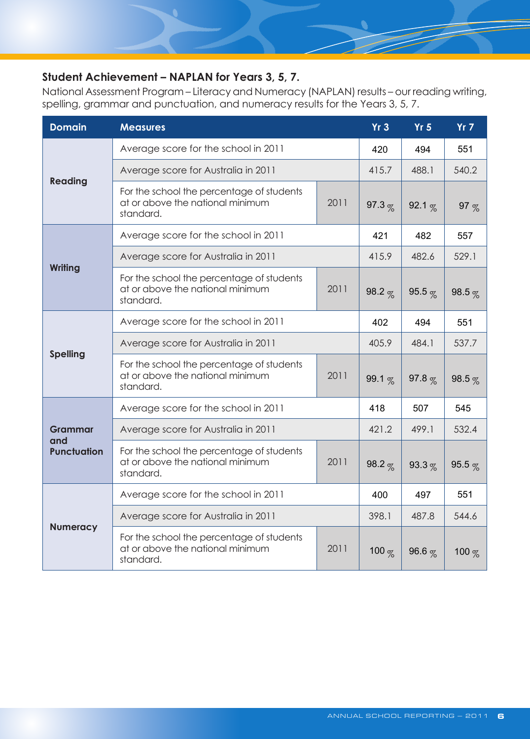## Student Achievement – NAPLAN for Years 3, 5, 7.

National Assessment Program – Literacy and Numeracy (NAPLAN) results – our reading writing, spelling, grammar and punctuation, and numeracy results for the Years 3, 5, 7.

| Domain | Measures | | Yr 3 | Yr 5 | Yr 7 |
|---|---|---|---|---|---|
| Reading | Average score for the school in 2011 | | 420 | 494 | 551 |
| | Average score for Australia in 2011 | | 415.7 | 488.1 | 540.2 |
| | For the school the percentage of students at or above the national minimum standard. | 2011 | 97.3 % | 92.1 % | 97 % |
| Writing | Average score for the school in 2011 | | 421 | 482 | 557 |
| | Average score for Australia in 2011 | | 415.9 | 482.6 | 529.1 |
| | For the school the percentage of students at or above the national minimum standard. | 2011 | 98.2 % | 95.5 % | 98.5 % |
| Spelling | Average score for the school in 2011 | | 402 | 494 | 551 |
| | Average score for Australia in 2011 | | 405.9 | 484.1 | 537.7 |
| | For the school the percentage of students at or above the national minimum standard. | 2011 | 99.1 % | 97.8 % | 98.5 % |
| Grammar and Punctuation | Average score for the school in 2011 | | 418 | 507 | 545 |
| | Average score for Australia in 2011 | | 421.2 | 499.1 | 532.4 |
| | For the school the percentage of students at or above the national minimum standard. | 2011 | 98.2 % | 93.3 % | 95.5 % |
| Numeracy | Average score for the school in 2011 | | 400 | 497 | 551 |
| | Average score for Australia in 2011 | | 398.1 | 487.8 | 544.6 |
| | For the school the percentage of students at or above the national minimum standard. | 2011 | 100 % | 96.6 % | 100 % |